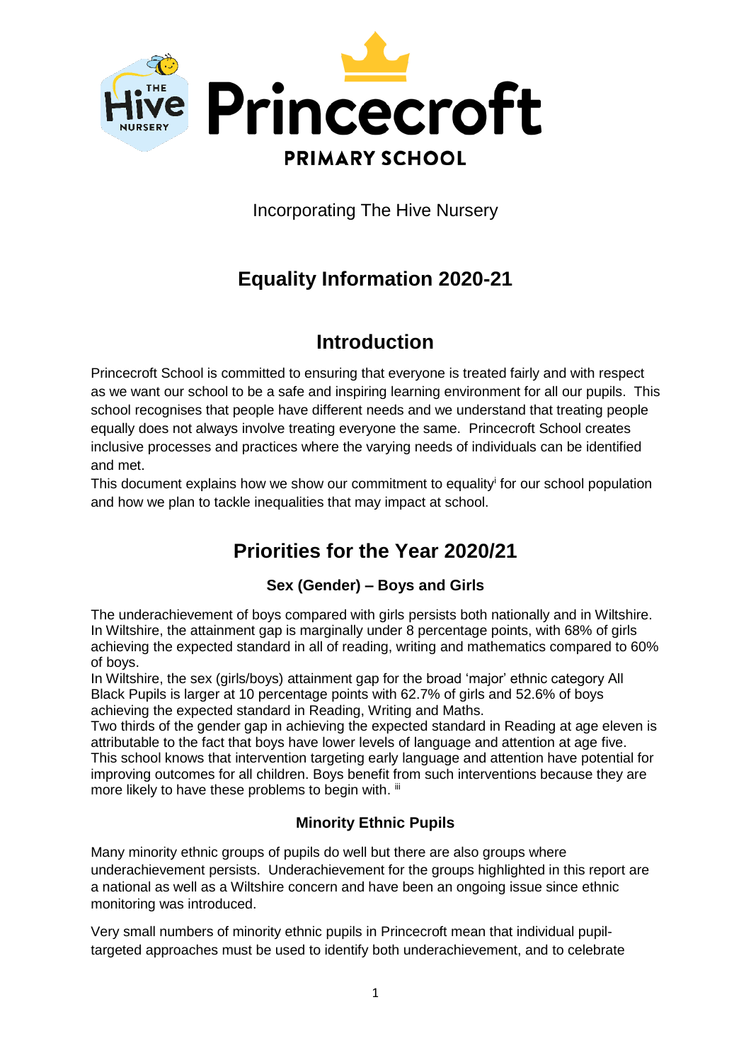# Princecroft

**PRIMARY SCHOOL**

Incorporating The Hive Nursery

# Equality Information 2020-21

## Introduction

Princecroft School is committed to ensuring that everyone is treated fairly and with respect as we want our school to be a safe and inspiring learning environment for all our pupils. This school recognises that people have different needs and we understand that treating people equally does not always involve treating everyone the same. Princecroft School creates inclusive processes and practices where the varying needs of individuals can be identified and met.

This document explains how we show our commitment to equality[i] for our school population and how we plan to tackle inequalities that may impact at school.

## Priorities for the Year 2020/21

### Sex (Gender) – Boys and Girls

The underachievement of boys compared with girls persists both nationally and in Wiltshire. In Wiltshire, the attainment gap is marginally under 8 percentage points, with 68% of girls achieving the expected standard in all of reading, writing and mathematics compared to 60% of boys.

In Wiltshire, the sex (girls/boys) attainment gap for the broad 'major' ethnic category All Black Pupils is larger at 10 percentage points with 62.7% of girls and 52.6% of boys achieving the expected standard in Reading, Writing and Maths.

Two thirds of the gender gap in achieving the expected standard in Reading at age eleven is attributable to the fact that boys have lower levels of language and attention at age five. This school knows that intervention targeting early language and attention have potential for improving outcomes for all children. Boys benefit from such interventions because they are more likely to have these problems to begin with. [iii]

### Minority Ethnic Pupils

Many minority ethnic groups of pupils do well but there are also groups where underachievement persists. Underachievement for the groups highlighted in this report are a national as well as a Wiltshire concern and have been an ongoing issue since ethnic monitoring was introduced.

Very small numbers of minority ethnic pupils in Princecroft mean that individual pupil-targeted approaches must be used to identify both underachievement, and to celebrate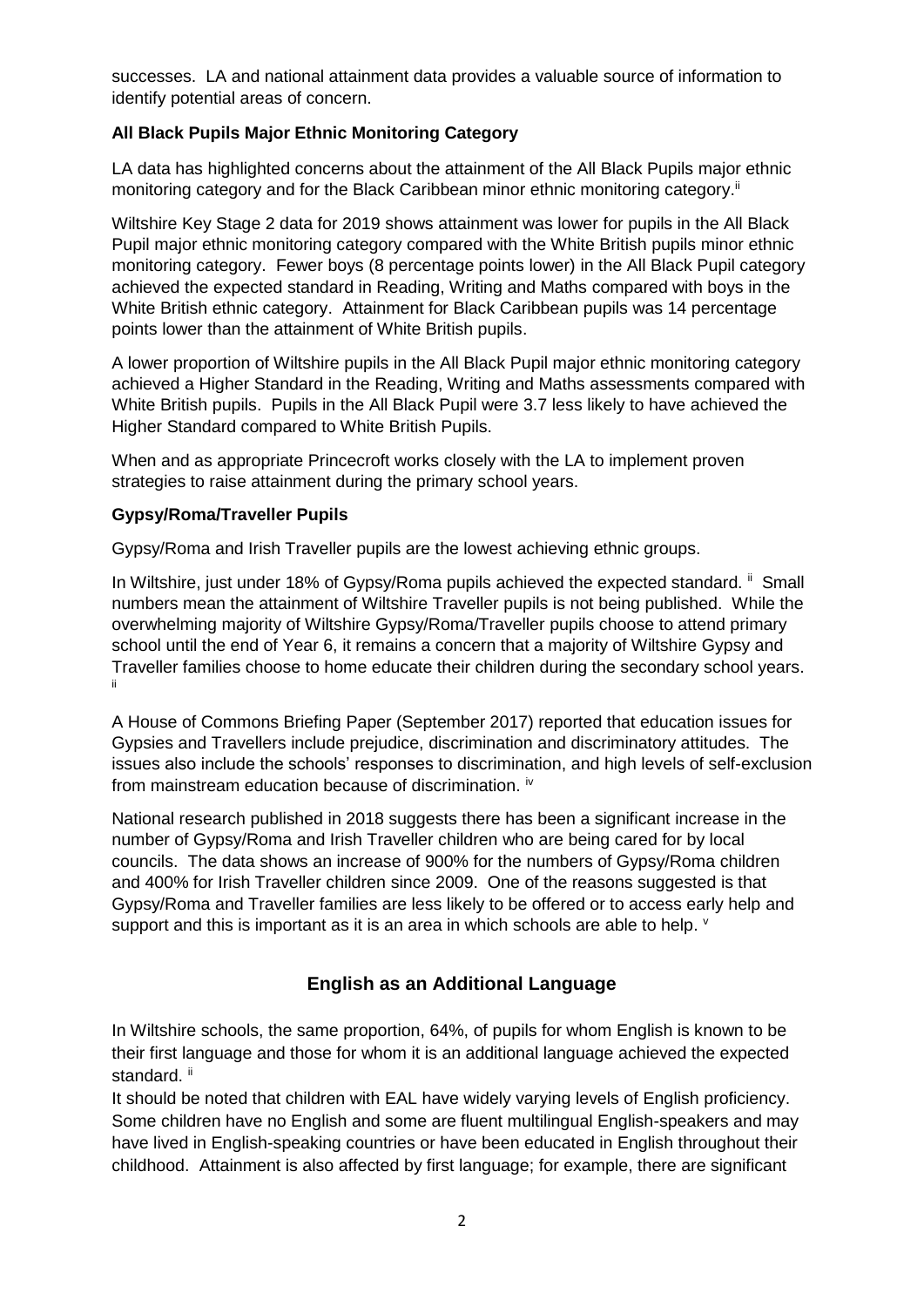successes. LA and national attainment data provides a valuable source of information to identify potential areas of concern.

**All Black Pupils Major Ethnic Monitoring Category**

LA data has highlighted concerns about the attainment of the All Black Pupils major ethnic monitoring category and for the Black Caribbean minor ethnic monitoring category.[ii]

Wiltshire Key Stage 2 data for 2019 shows attainment was lower for pupils in the All Black Pupil major ethnic monitoring category compared with the White British pupils minor ethnic monitoring category. Fewer boys (8 percentage points lower) in the All Black Pupil category achieved the expected standard in Reading, Writing and Maths compared with boys in the White British ethnic category. Attainment for Black Caribbean pupils was 14 percentage points lower than the attainment of White British pupils.

A lower proportion of Wiltshire pupils in the All Black Pupil major ethnic monitoring category achieved a Higher Standard in the Reading, Writing and Maths assessments compared with White British pupils. Pupils in the All Black Pupil were 3.7 less likely to have achieved the Higher Standard compared to White British Pupils.

When and as appropriate Princecroft works closely with the LA to implement proven strategies to raise attainment during the primary school years.

**Gypsy/Roma/Traveller Pupils**

Gypsy/Roma and Irish Traveller pupils are the lowest achieving ethnic groups.

In Wiltshire, just under 18% of Gypsy/Roma pupils achieved the expected standard. [ii] Small numbers mean the attainment of Wiltshire Traveller pupils is not being published. While the overwhelming majority of Wiltshire Gypsy/Roma/Traveller pupils choose to attend primary school until the end of Year 6, it remains a concern that a majority of Wiltshire Gypsy and Traveller families choose to home educate their children during the secondary school years. [ii]

A House of Commons Briefing Paper (September 2017) reported that education issues for Gypsies and Travellers include prejudice, discrimination and discriminatory attitudes. The issues also include the schools' responses to discrimination, and high levels of self-exclusion from mainstream education because of discrimination. [iv]

National research published in 2018 suggests there has been a significant increase in the number of Gypsy/Roma and Irish Traveller children who are being cared for by local councils. The data shows an increase of 900% for the numbers of Gypsy/Roma children and 400% for Irish Traveller children since 2009. One of the reasons suggested is that Gypsy/Roma and Traveller families are less likely to be offered or to access early help and support and this is important as it is an area in which schools are able to help. [v]

## English as an Additional Language

In Wiltshire schools, the same proportion, 64%, of pupils for whom English is known to be their first language and those for whom it is an additional language achieved the expected standard. [ii]

It should be noted that children with EAL have widely varying levels of English proficiency. Some children have no English and some are fluent multilingual English-speakers and may have lived in English-speaking countries or have been educated in English throughout their childhood. Attainment is also affected by first language; for example, there are significant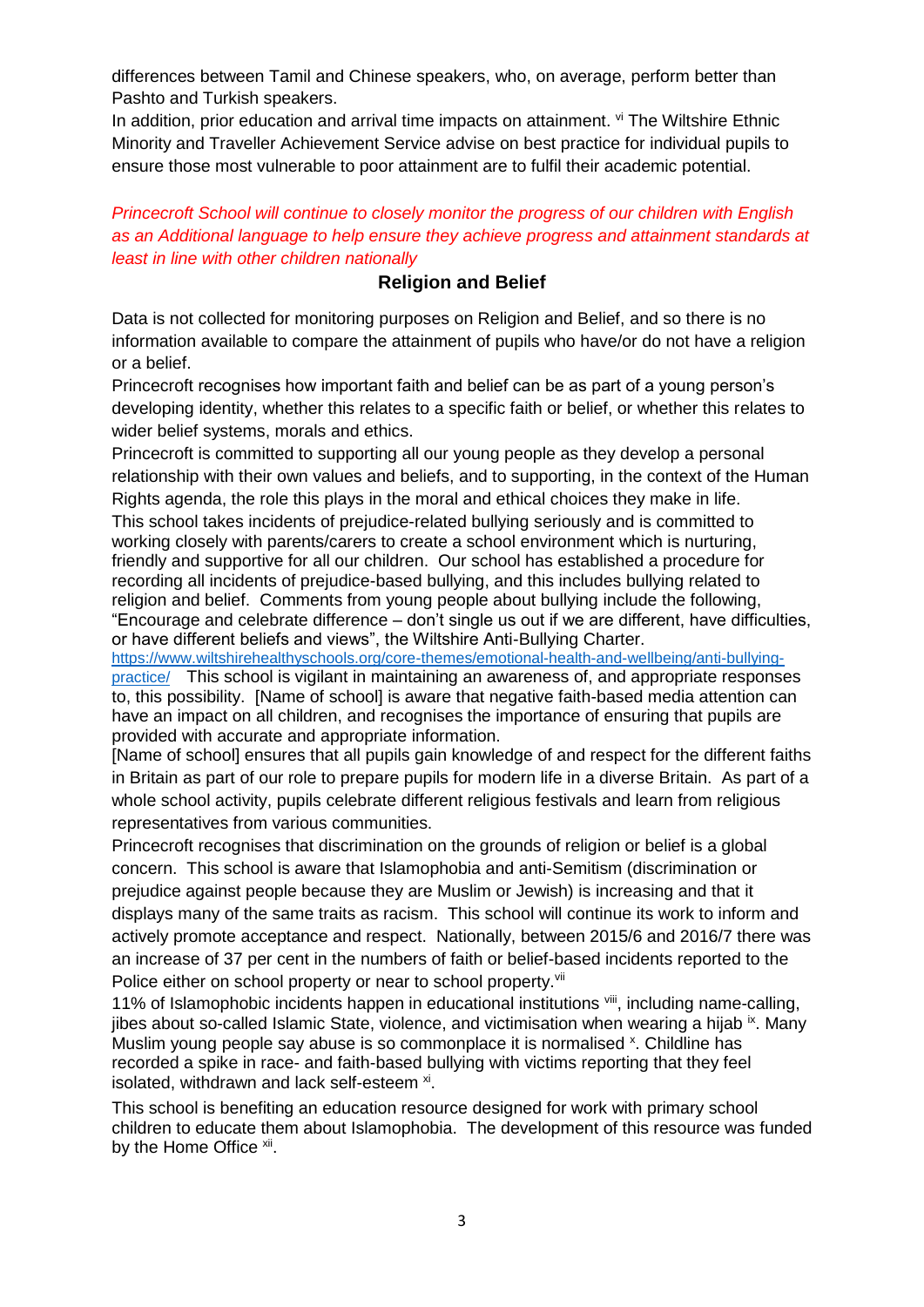differences between Tamil and Chinese speakers, who, on average, perform better than Pashto and Turkish speakers.

In addition, prior education and arrival time impacts on attainment. [vi] The Wiltshire Ethnic Minority and Traveller Achievement Service advise on best practice for individual pupils to ensure those most vulnerable to poor attainment are to fulfil their academic potential.

*Princecroft School will continue to closely monitor the progress of our children with English as an Additional language to help ensure they achieve progress and attainment standards at least in line with other children nationally*

## Religion and Belief

Data is not collected for monitoring purposes on Religion and Belief, and so there is no information available to compare the attainment of pupils who have/or do not have a religion or a belief.

Princecroft recognises how important faith and belief can be as part of a young person's developing identity, whether this relates to a specific faith or belief, or whether this relates to wider belief systems, morals and ethics.

Princecroft is committed to supporting all our young people as they develop a personal relationship with their own values and beliefs, and to supporting, in the context of the Human Rights agenda, the role this plays in the moral and ethical choices they make in life.

This school takes incidents of prejudice-related bullying seriously and is committed to working closely with parents/carers to create a school environment which is nurturing, friendly and supportive for all our children. Our school has established a procedure for recording all incidents of prejudice-based bullying, and this includes bullying related to religion and belief. Comments from young people about bullying include the following, "Encourage and celebrate difference – don't single us out if we are different, have difficulties, or have different beliefs and views", the Wiltshire Anti-Bullying Charter. https://www.wiltshirehealthyschools.org/core-themes/emotional-health-and-wellbeing/anti-bullying-practice/ This school is vigilant in maintaining an awareness of, and appropriate responses to, this possibility. [Name of school] is aware that negative faith-based media attention can have an impact on all children, and recognises the importance of ensuring that pupils are provided with accurate and appropriate information.

[Name of school] ensures that all pupils gain knowledge of and respect for the different faiths in Britain as part of our role to prepare pupils for modern life in a diverse Britain. As part of a whole school activity, pupils celebrate different religious festivals and learn from religious representatives from various communities.

Princecroft recognises that discrimination on the grounds of religion or belief is a global concern. This school is aware that Islamophobia and anti-Semitism (discrimination or prejudice against people because they are Muslim or Jewish) is increasing and that it displays many of the same traits as racism. This school will continue its work to inform and actively promote acceptance and respect. Nationally, between 2015/6 and 2016/7 there was an increase of 37 per cent in the numbers of faith or belief-based incidents reported to the Police either on school property or near to school property.[vii]

11% of Islamophobic incidents happen in educational institutions [viii], including name-calling, jibes about so-called Islamic State, violence, and victimisation when wearing a hijab [ix]. Many Muslim young people say abuse is so commonplace it is normalised [x]. Childline has recorded a spike in race- and faith-based bullying with victims reporting that they feel isolated, withdrawn and lack self-esteem [xi].

This school is benefiting an education resource designed for work with primary school children to educate them about Islamophobia. The development of this resource was funded by the Home Office [xii].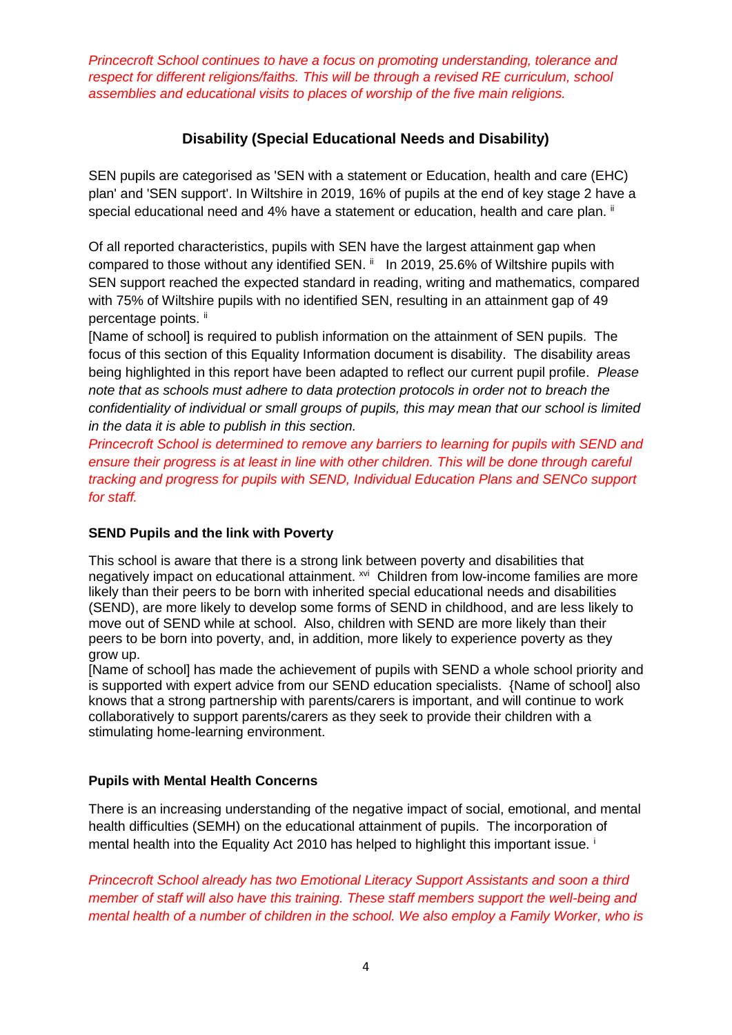*Princecroft School continues to have a focus on promoting understanding, tolerance and respect for different religions/faiths. This will be through a revised RE curriculum, school assemblies and educational visits to places of worship of the five main religions.*

## Disability (Special Educational Needs and Disability)

SEN pupils are categorised as 'SEN with a statement or Education, health and care (EHC) plan' and 'SEN support'. In Wiltshire in 2019, 16% of pupils at the end of key stage 2 have a special educational need and 4% have a statement or education, health and care plan. [ii]

Of all reported characteristics, pupils with SEN have the largest attainment gap when compared to those without any identified SEN. [ii] In 2019, 25.6% of Wiltshire pupils with SEN support reached the expected standard in reading, writing and mathematics, compared with 75% of Wiltshire pupils with no identified SEN, resulting in an attainment gap of 49 percentage points. [ii]

[Name of school] is required to publish information on the attainment of SEN pupils. The focus of this section of this Equality Information document is disability. The disability areas being highlighted in this report have been adapted to reflect our current pupil profile. *Please note that as schools must adhere to data protection protocols in order not to breach the confidentiality of individual or small groups of pupils, this may mean that our school is limited in the data it is able to publish in this section.*

*Princecroft School is determined to remove any barriers to learning for pupils with SEND and ensure their progress is at least in line with other children. This will be done through careful tracking and progress for pupils with SEND, Individual Education Plans and SENCo support for staff.*

### SEND Pupils and the link with Poverty

This school is aware that there is a strong link between poverty and disabilities that negatively impact on educational attainment. [xvi] Children from low-income families are more likely than their peers to be born with inherited special educational needs and disabilities (SEND), are more likely to develop some forms of SEND in childhood, and are less likely to move out of SEND while at school. Also, children with SEND are more likely than their peers to be born into poverty, and, in addition, more likely to experience poverty as they grow up.

[Name of school] has made the achievement of pupils with SEND a whole school priority and is supported with expert advice from our SEND education specialists. {Name of school] also knows that a strong partnership with parents/carers is important, and will continue to work collaboratively to support parents/carers as they seek to provide their children with a stimulating home-learning environment.

### Pupils with Mental Health Concerns

There is an increasing understanding of the negative impact of social, emotional, and mental health difficulties (SEMH) on the educational attainment of pupils. The incorporation of mental health into the Equality Act 2010 has helped to highlight this important issue. [i]

*Princecroft School already has two Emotional Literacy Support Assistants and soon a third member of staff will also have this training. These staff members support the well-being and mental health of a number of children in the school. We also employ a Family Worker, who is*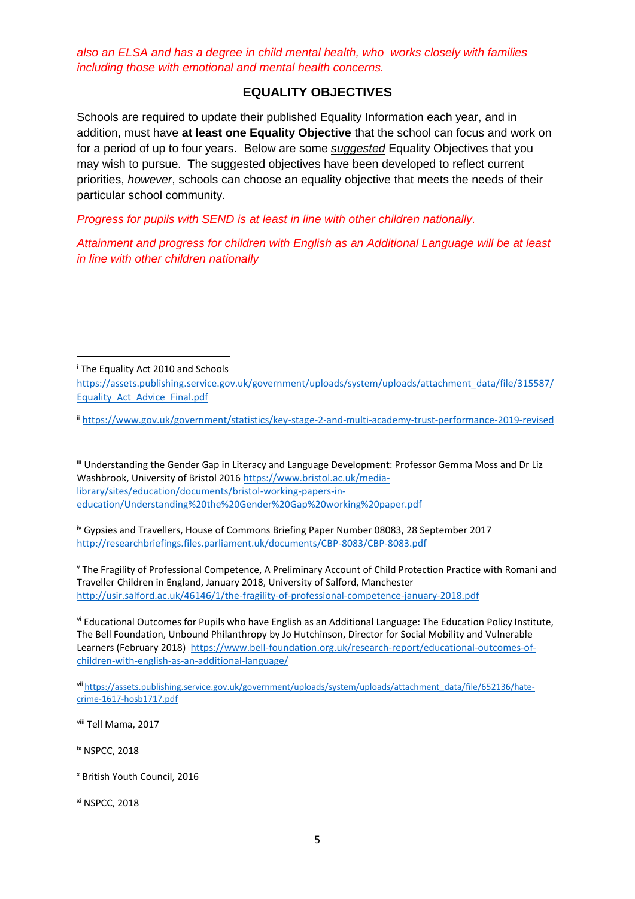*also an ELSA and has a degree in child mental health, who works closely with families including those with emotional and mental health concerns.*

## EQUALITY OBJECTIVES

Schools are required to update their published Equality Information each year, and in addition, must have **at least one Equality Objective** that the school can focus and work on for a period of up to four years. Below are some ***suggested*** Equality Objectives that you may wish to pursue. The suggested objectives have been developed to reflect current priorities, *however*, schools can choose an equality objective that meets the needs of their particular school community.

*Progress for pupils with SEND is at least in line with other children nationally.*

*Attainment and progress for children with English as an Additional Language will be at least in line with other children nationally*

---

[i] The Equality Act 2010 and Schools https://assets.publishing.service.gov.uk/government/uploads/system/uploads/attachment_data/file/315587/Equality_Act_Advice_Final.pdf

[ii] https://www.gov.uk/government/statistics/key-stage-2-and-multi-academy-trust-performance-2019-revised

[iii] Understanding the Gender Gap in Literacy and Language Development: Professor Gemma Moss and Dr Liz Washbrook, University of Bristol 2016 https://www.bristol.ac.uk/media-library/sites/education/documents/bristol-working-papers-in-education/Understanding%20the%20Gender%20Gap%20working%20paper.pdf

[iv] Gypsies and Travellers, House of Commons Briefing Paper Number 08083, 28 September 2017 http://researchbriefings.files.parliament.uk/documents/CBP-8083/CBP-8083.pdf

[v] The Fragility of Professional Competence, A Preliminary Account of Child Protection Practice with Romani and Traveller Children in England, January 2018, University of Salford, Manchester http://usir.salford.ac.uk/46146/1/the-fragility-of-professional-competence-january-2018.pdf

[vi] Educational Outcomes for Pupils who have English as an Additional Language: The Education Policy Institute, The Bell Foundation, Unbound Philanthropy by Jo Hutchinson, Director for Social Mobility and Vulnerable Learners (February 2018) https://www.bell-foundation.org.uk/research-report/educational-outcomes-of-children-with-english-as-an-additional-language/

[vii] https://assets.publishing.service.gov.uk/government/uploads/system/uploads/attachment_data/file/652136/hate-crime-1617-hosb1717.pdf

[viii] Tell Mama, 2017

[ix] NSPCC, 2018

[x] British Youth Council, 2016

[xi] NSPCC, 2018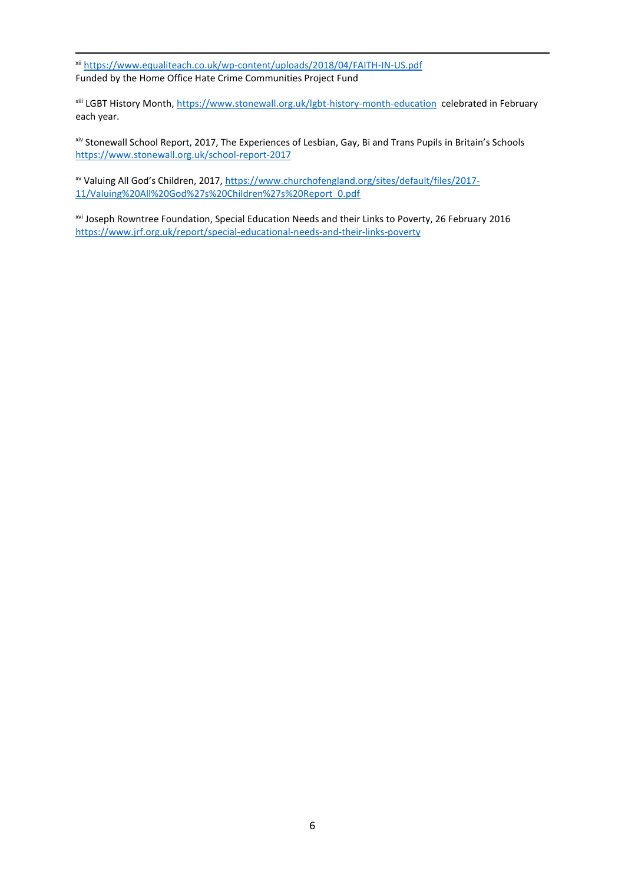[xii] https://www.equaliteach.co.uk/wp-content/uploads/2018/04/FAITH-IN-US.pdf
Funded by the Home Office Hate Crime Communities Project Fund

[xiii] LGBT History Month, https://www.stonewall.org.uk/lgbt-history-month-education celebrated in February each year.

[xiv] Stonewall School Report, 2017, The Experiences of Lesbian, Gay, Bi and Trans Pupils in Britain's Schools https://www.stonewall.org.uk/school-report-2017

[xv] Valuing All God's Children, 2017, https://www.churchofengland.org/sites/default/files/2017-11/Valuing%20All%20God%27s%20Children%27s%20Report_0.pdf

[xvi] Joseph Rowntree Foundation, Special Education Needs and their Links to Poverty, 26 February 2016 https://www.jrf.org.uk/report/special-educational-needs-and-their-links-poverty